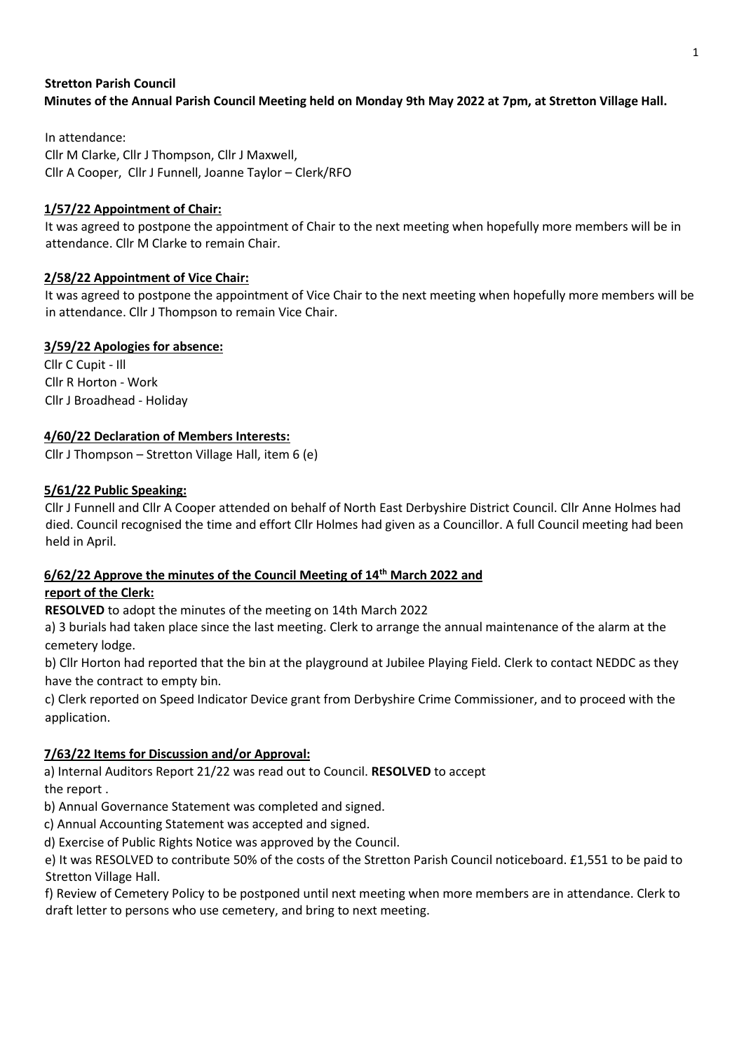**Stretton Parish Council**

**Minutes of the Annual Parish Council Meeting held on Monday 9th May 2022 at 7pm, at Stretton Village Hall.**

In attendance:
Cllr M Clarke, Cllr J Thompson, Cllr J Maxwell,
Cllr A Cooper, Cllr J Funnell, Joanne Taylor – Clerk/RFO

**1/57/22 Appointment of Chair:**

It was agreed to postpone the appointment of Chair to the next meeting when hopefully more members will be in attendance. Cllr M Clarke to remain Chair.

**2/58/22 Appointment of Vice Chair:**

It was agreed to postpone the appointment of Vice Chair to the next meeting when hopefully more members will be in attendance. Cllr J Thompson to remain Vice Chair.

**3/59/22 Apologies for absence:**

Cllr C Cupit - Ill
Cllr R Horton - Work
Cllr J Broadhead - Holiday

**4/60/22 Declaration of Members Interests:**

Cllr J Thompson – Stretton Village Hall, item 6 (e)

**5/61/22 Public Speaking:**

Cllr J Funnell and Cllr A Cooper attended on behalf of North East Derbyshire District Council. Cllr Anne Holmes had died. Council recognised the time and effort Cllr Holmes had given as a Councillor. A full Council meeting had been held in April.

**6/62/22 Approve the minutes of the Council Meeting of 14th March 2022 and report of the Clerk:**

**RESOLVED** to adopt the minutes of the meeting on 14th March 2022

a) 3 burials had taken place since the last meeting. Clerk to arrange the annual maintenance of the alarm at the cemetery lodge.

b) Cllr Horton had reported that the bin at the playground at Jubilee Playing Field. Clerk to contact NEDDC as they have the contract to empty bin.

c) Clerk reported on Speed Indicator Device grant from Derbyshire Crime Commissioner, and to proceed with the application.

**7/63/22 Items for Discussion and/or Approval:**

a) Internal Auditors Report 21/22 was read out to Council. **RESOLVED** to accept the report .

b) Annual Governance Statement was completed and signed.

c) Annual Accounting Statement was accepted and signed.

d) Exercise of Public Rights Notice was approved by the Council.

e) It was RESOLVED to contribute 50% of the costs of the Stretton Parish Council noticeboard. £1,551 to be paid to Stretton Village Hall.

f) Review of Cemetery Policy to be postponed until next meeting when more members are in attendance. Clerk to draft letter to persons who use cemetery, and bring to next meeting.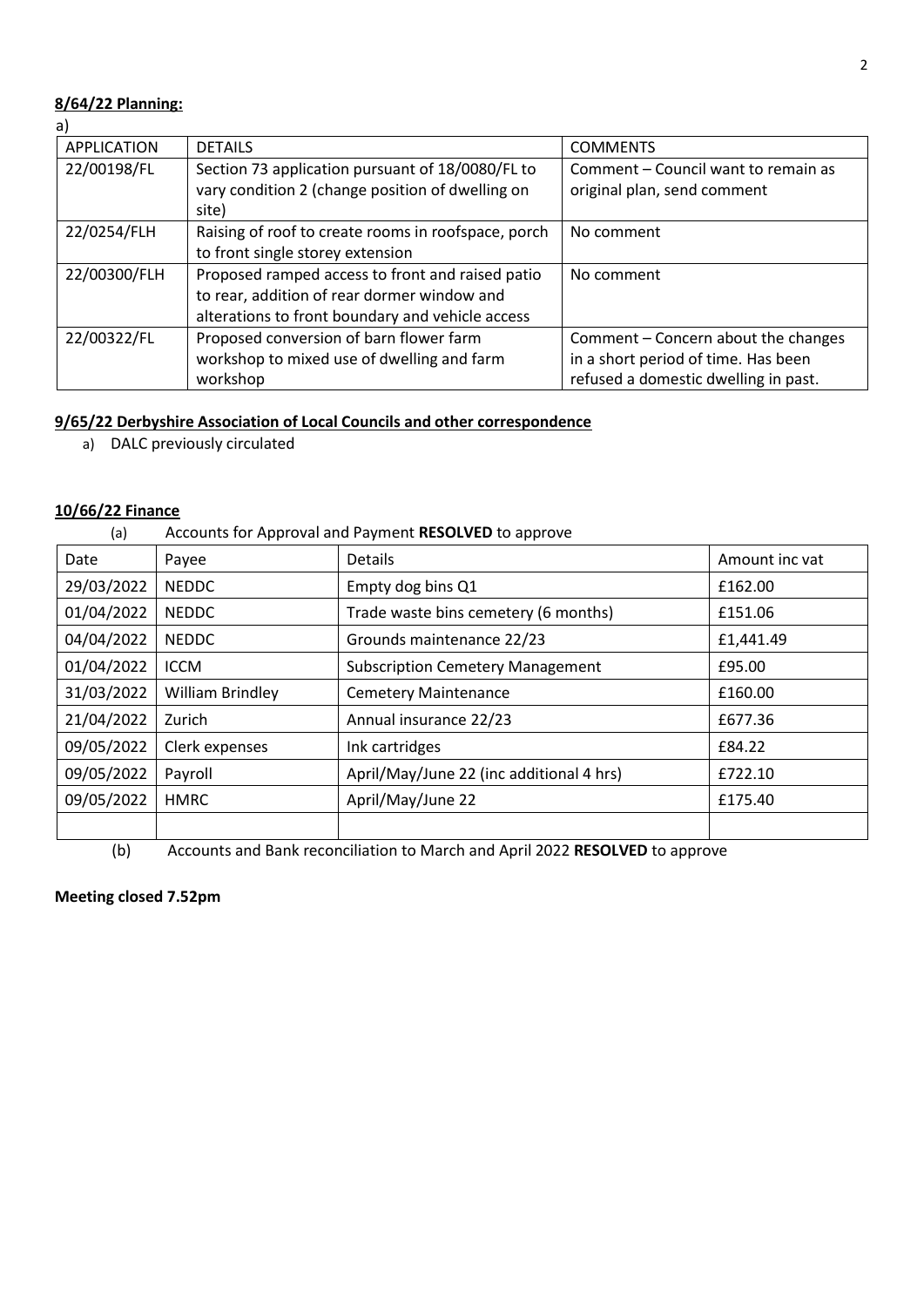**8/64/22 Planning:**

a)

| APPLICATION | DETAILS | COMMENTS |
|---|---|---|
| 22/00198/FL | Section 73 application pursuant of 18/0080/FL to vary condition 2 (change position of dwelling on site) | Comment – Council want to remain as original plan, send comment |
| 22/0254/FLH | Raising of roof to create rooms in roofspace, porch to front single storey extension | No comment |
| 22/00300/FLH | Proposed ramped access to front and raised patio to rear, addition of rear dormer window and alterations to front boundary and vehicle access | No comment |
| 22/00322/FL | Proposed conversion of barn flower farm workshop to mixed use of dwelling and farm workshop | Comment – Concern about the changes in a short period of time. Has been refused a domestic dwelling in past. |

**9/65/22 Derbyshire Association of Local Councils and other correspondence**

a) DALC previously circulated

**10/66/22 Finance**

(a) Accounts for Approval and Payment **RESOLVED** to approve

| Date | Payee | Details | Amount inc vat |
|---|---|---|---|
| 29/03/2022 | NEDDC | Empty dog bins Q1 | £162.00 |
| 01/04/2022 | NEDDC | Trade waste bins cemetery (6 months) | £151.06 |
| 04/04/2022 | NEDDC | Grounds maintenance 22/23 | £1,441.49 |
| 01/04/2022 | ICCM | Subscription Cemetery Management | £95.00 |
| 31/03/2022 | William Brindley | Cemetery Maintenance | £160.00 |
| 21/04/2022 | Zurich | Annual insurance 22/23 | £677.36 |
| 09/05/2022 | Clerk expenses | Ink cartridges | £84.22 |
| 09/05/2022 | Payroll | April/May/June 22 (inc additional 4 hrs) | £722.10 |
| 09/05/2022 | HMRC | April/May/June 22 | £175.40 |
| | | | |

(b) Accounts and Bank reconciliation to March and April 2022 **RESOLVED** to approve

**Meeting closed 7.52pm**